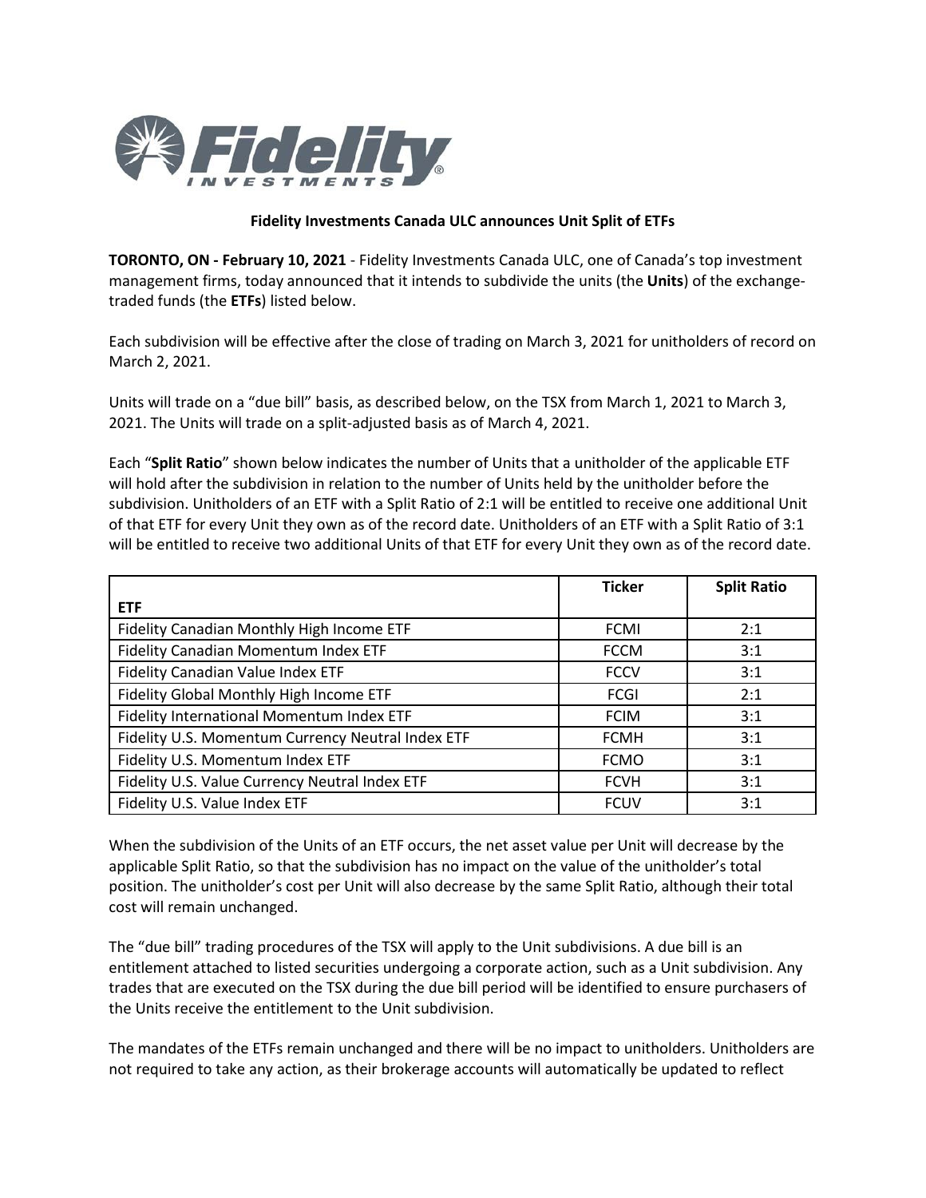## Fidelity Investments Canada ULC announces Unit Split of ETFs

**TORONTO, ON - February 10, 2021** - Fidelity Investments Canada ULC, one of Canada's top investment management firms, today announced that it intends to subdivide the units (the **Units**) of the exchange-traded funds (the **ETFs**) listed below.

Each subdivision will be effective after the close of trading on March 3, 2021 for unitholders of record on March 2, 2021.

Units will trade on a "due bill" basis, as described below, on the TSX from March 1, 2021 to March 3, 2021. The Units will trade on a split-adjusted basis as of March 4, 2021.

Each "**Split Ratio**" shown below indicates the number of Units that a unitholder of the applicable ETF will hold after the subdivision in relation to the number of Units held by the unitholder before the subdivision. Unitholders of an ETF with a Split Ratio of 2:1 will be entitled to receive one additional Unit of that ETF for every Unit they own as of the record date. Unitholders of an ETF with a Split Ratio of 3:1 will be entitled to receive two additional Units of that ETF for every Unit they own as of the record date.

| ETF | Ticker | Split Ratio |
|---|---|---|
| Fidelity Canadian Monthly High Income ETF | FCMI | 2:1 |
| Fidelity Canadian Momentum Index ETF | FCCM | 3:1 |
| Fidelity Canadian Value Index ETF | FCCV | 3:1 |
| Fidelity Global Monthly High Income ETF | FCGI | 2:1 |
| Fidelity International Momentum Index ETF | FCIM | 3:1 |
| Fidelity U.S. Momentum Currency Neutral Index ETF | FCMH | 3:1 |
| Fidelity U.S. Momentum Index ETF | FCMO | 3:1 |
| Fidelity U.S. Value Currency Neutral Index ETF | FCVH | 3:1 |
| Fidelity U.S. Value Index ETF | FCUV | 3:1 |

When the subdivision of the Units of an ETF occurs, the net asset value per Unit will decrease by the applicable Split Ratio, so that the subdivision has no impact on the value of the unitholder's total position. The unitholder's cost per Unit will also decrease by the same Split Ratio, although their total cost will remain unchanged.

The "due bill" trading procedures of the TSX will apply to the Unit subdivisions. A due bill is an entitlement attached to listed securities undergoing a corporate action, such as a Unit subdivision. Any trades that are executed on the TSX during the due bill period will be identified to ensure purchasers of the Units receive the entitlement to the Unit subdivision.

The mandates of the ETFs remain unchanged and there will be no impact to unitholders. Unitholders are not required to take any action, as their brokerage accounts will automatically be updated to reflect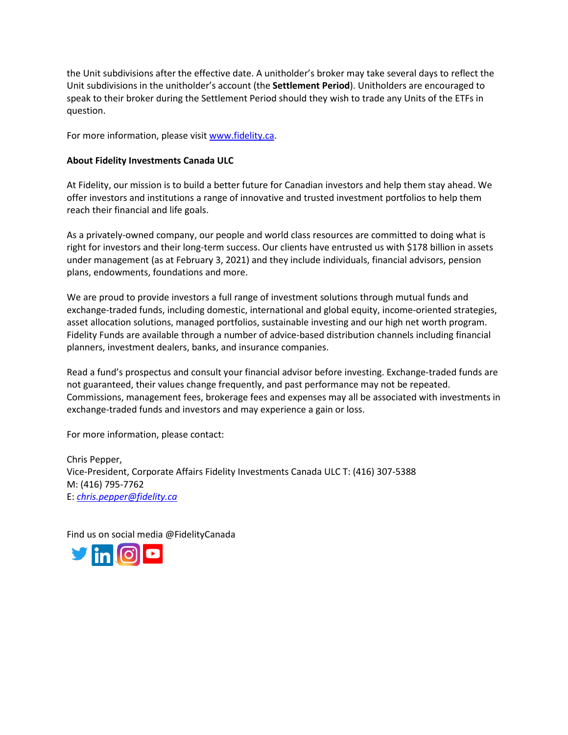the Unit subdivisions after the effective date. A unitholder's broker may take several days to reflect the Unit subdivisions in the unitholder's account (the **Settlement Period**). Unitholders are encouraged to speak to their broker during the Settlement Period should they wish to trade any Units of the ETFs in question.

For more information, please visit [www.fidelity.ca](www.fidelity.ca).

**About Fidelity Investments Canada ULC**

At Fidelity, our mission is to build a better future for Canadian investors and help them stay ahead. We offer investors and institutions a range of innovative and trusted investment portfolios to help them reach their financial and life goals.

As a privately-owned company, our people and world class resources are committed to doing what is right for investors and their long-term success. Our clients have entrusted us with $178 billion in assets under management (as at February 3, 2021) and they include individuals, financial advisors, pension plans, endowments, foundations and more.

We are proud to provide investors a full range of investment solutions through mutual funds and exchange-traded funds, including domestic, international and global equity, income-oriented strategies, asset allocation solutions, managed portfolios, sustainable investing and our high net worth program. Fidelity Funds are available through a number of advice-based distribution channels including financial planners, investment dealers, banks, and insurance companies.

Read a fund's prospectus and consult your financial advisor before investing. Exchange-traded funds are not guaranteed, their values change frequently, and past performance may not be repeated. Commissions, management fees, brokerage fees and expenses may all be associated with investments in exchange-traded funds and investors and may experience a gain or loss.

For more information, please contact:

Chris Pepper,
Vice-President, Corporate Affairs Fidelity Investments Canada ULC T: (416) 307-5388
M: (416) 795-7762
E: *chris.pepper@fidelity.ca*

Find us on social media @FidelityCanada